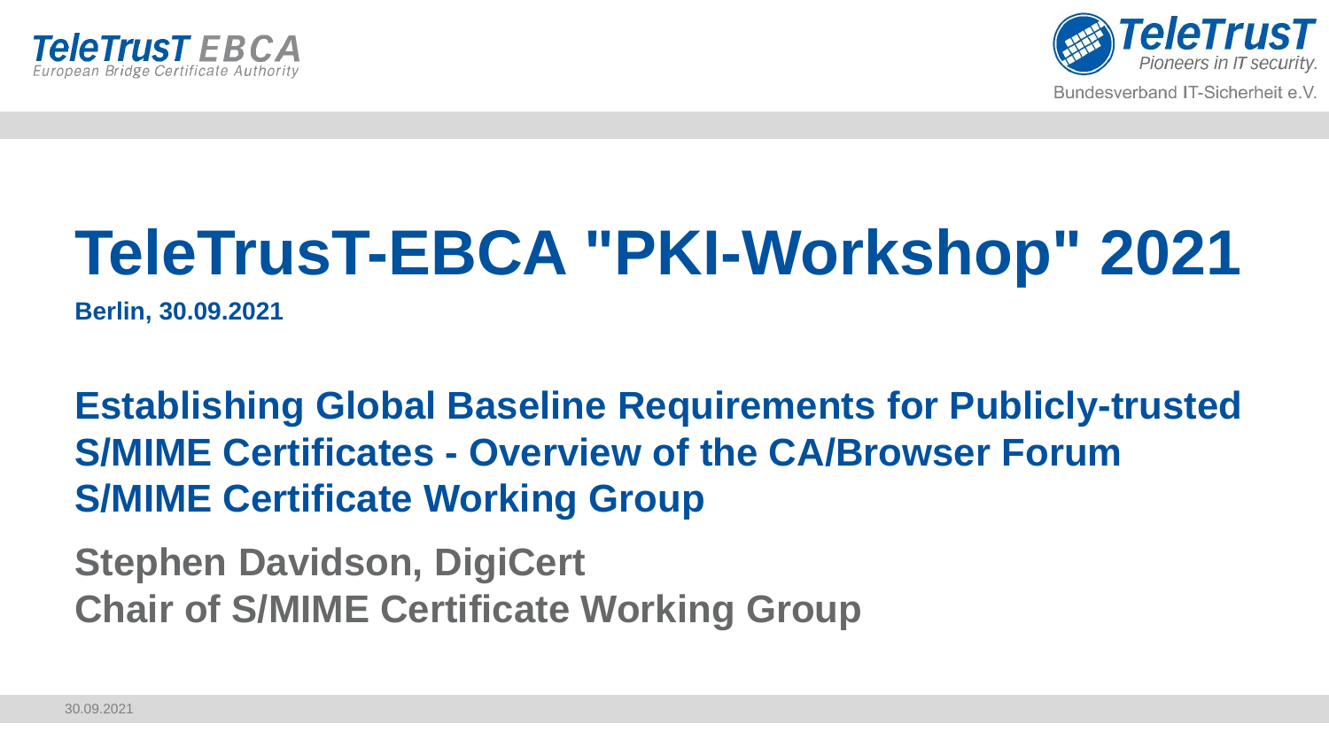TeleTrusT EBCA
European Bridge Certificate Authority

TeleTrusT
Pioneers in IT security.
Bundesverband IT-Sicherheit e.V.

# TeleTrusT-EBCA "PKI-Workshop" 2021

**Berlin, 30.09.2021**

## Establishing Global Baseline Requirements for Publicly-trusted S/MIME Certificates - Overview of the CA/Browser Forum S/MIME Certificate Working Group

**Stephen Davidson, DigiCert**
**Chair of S/MIME Certificate Working Group**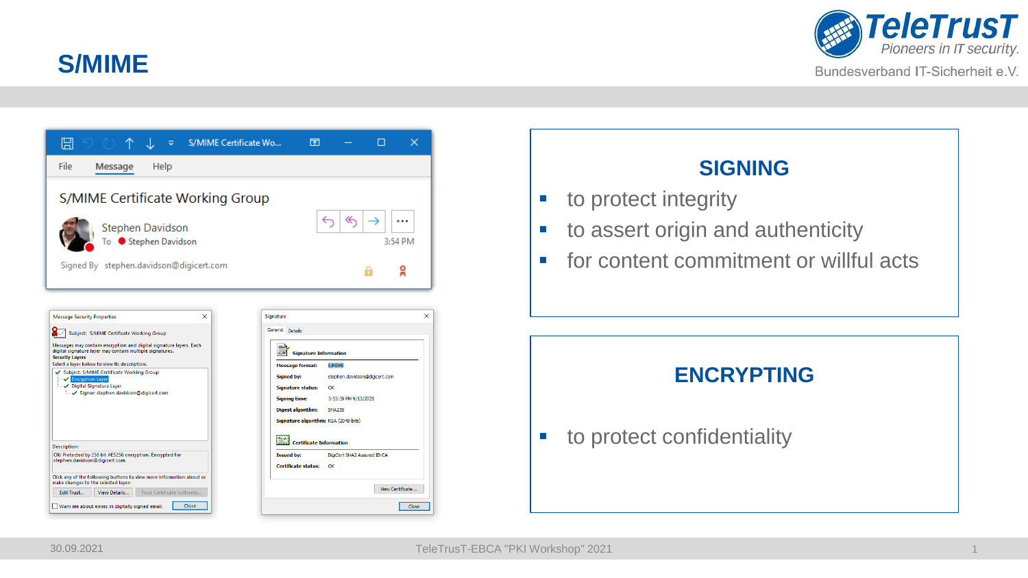# S/MIME

## SIGNING

- to protect integrity
- to assert origin and authenticity
- for content commitment or willful acts

## ENCRYPTING

- to protect confidentiality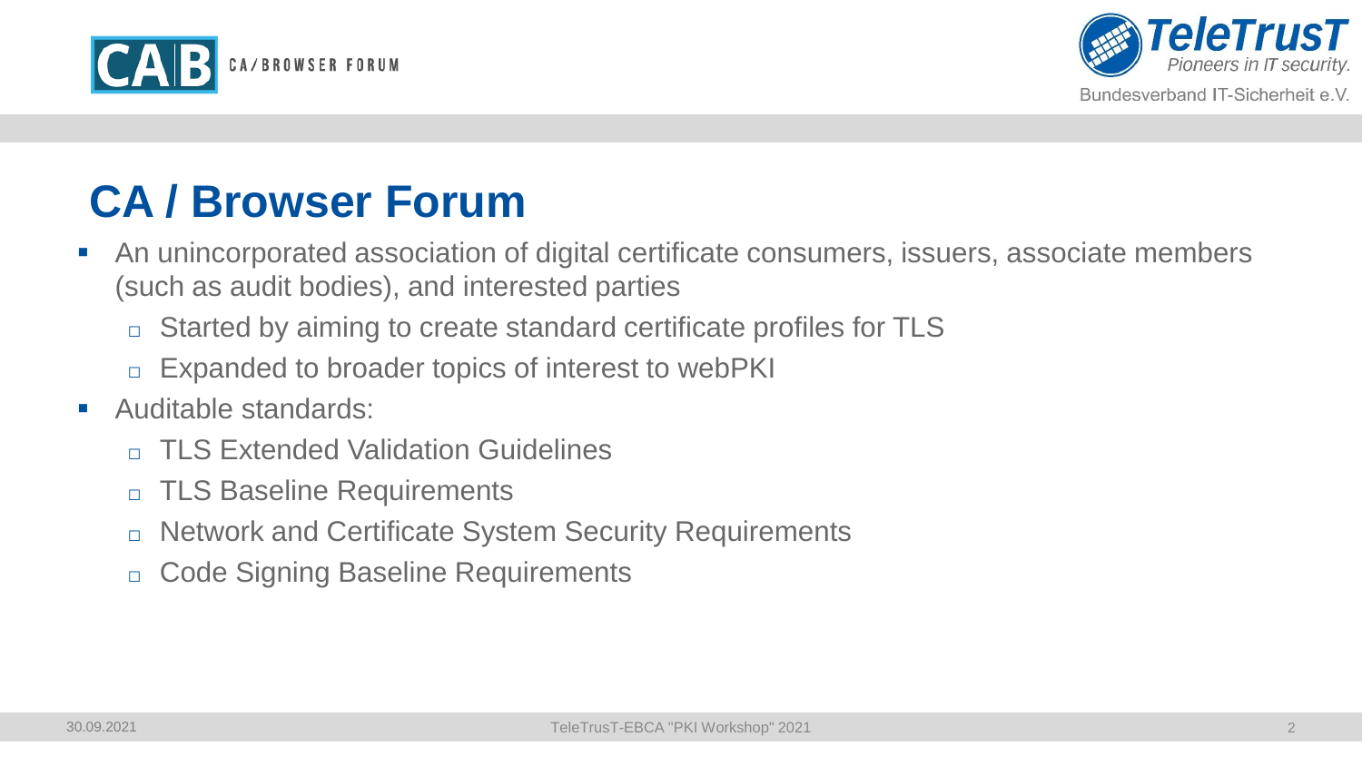# CA / Browser Forum

- An unincorporated association of digital certificate consumers, issuers, associate members (such as audit bodies), and interested parties
  - Started by aiming to create standard certificate profiles for TLS
  - Expanded to broader topics of interest to webPKI
- Auditable standards:
  - TLS Extended Validation Guidelines
  - TLS Baseline Requirements
  - Network and Certificate System Security Requirements
  - Code Signing Baseline Requirements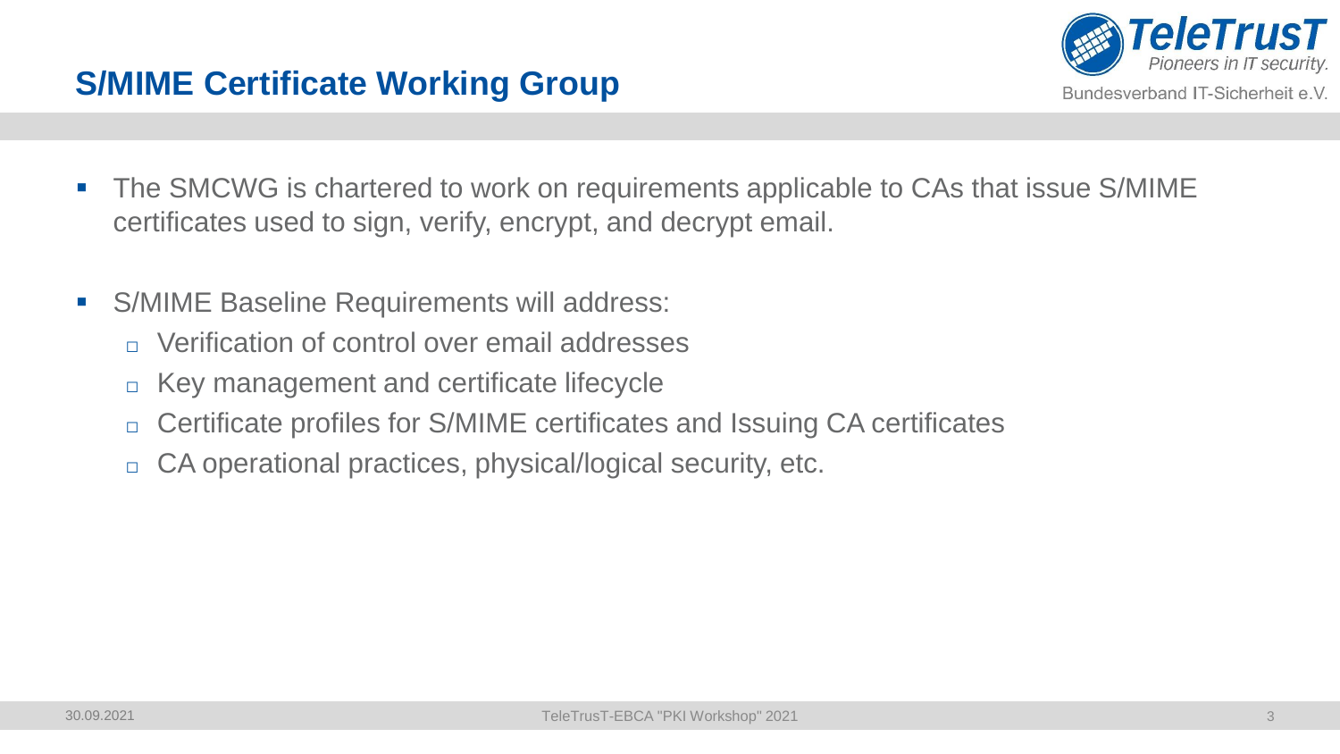## S/MIME Certificate Working Group

- The SMCWG is chartered to work on requirements applicable to CAs that issue S/MIME certificates used to sign, verify, encrypt, and decrypt email.
- S/MIME Baseline Requirements will address:
  - Verification of control over email addresses
  - Key management and certificate lifecycle
  - Certificate profiles for S/MIME certificates and Issuing CA certificates
  - CA operational practices, physical/logical security, etc.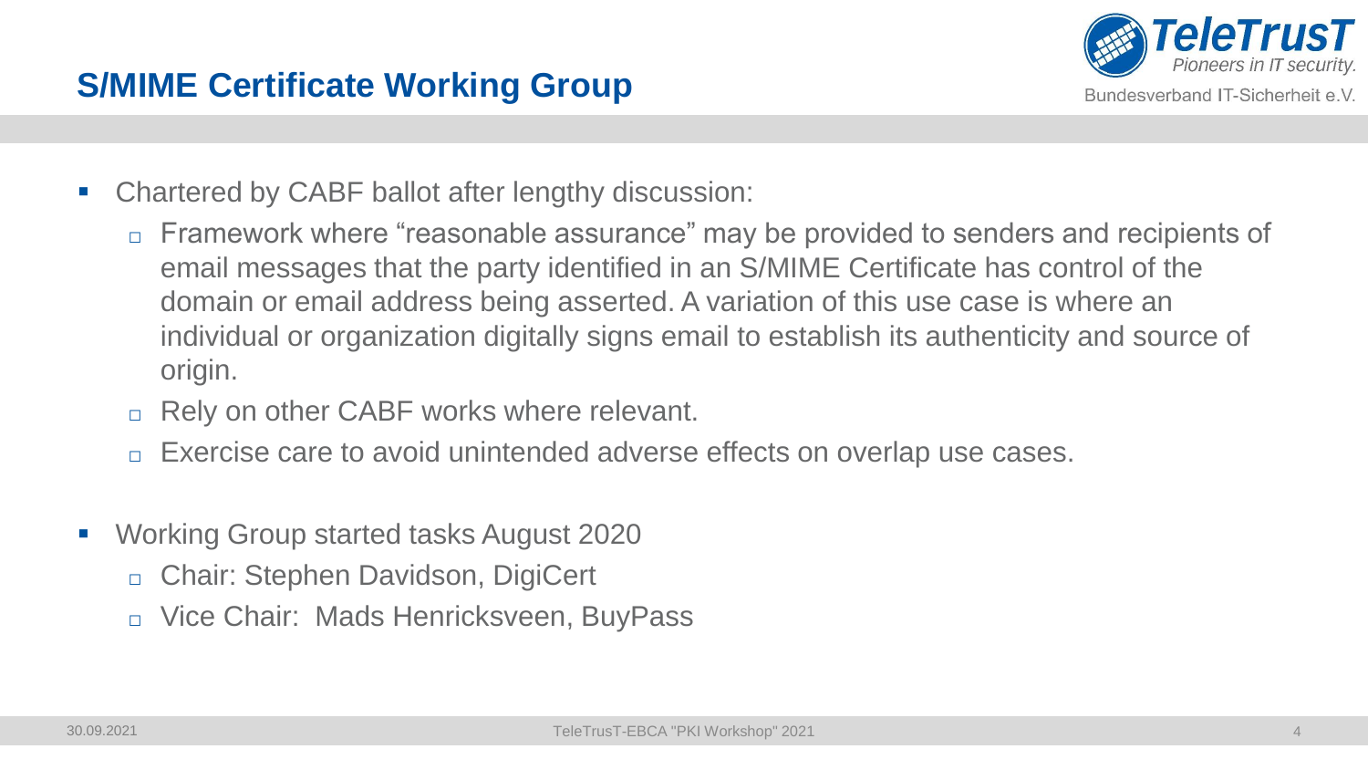## S/MIME Certificate Working Group

- Chartered by CABF ballot after lengthy discussion:
  - Framework where "reasonable assurance" may be provided to senders and recipients of email messages that the party identified in an S/MIME Certificate has control of the domain or email address being asserted. A variation of this use case is where an individual or organization digitally signs email to establish its authenticity and source of origin.
  - Rely on other CABF works where relevant.
  - Exercise care to avoid unintended adverse effects on overlap use cases.

- Working Group started tasks August 2020
  - Chair: Stephen Davidson, DigiCert
  - Vice Chair: Mads Henricksveen, BuyPass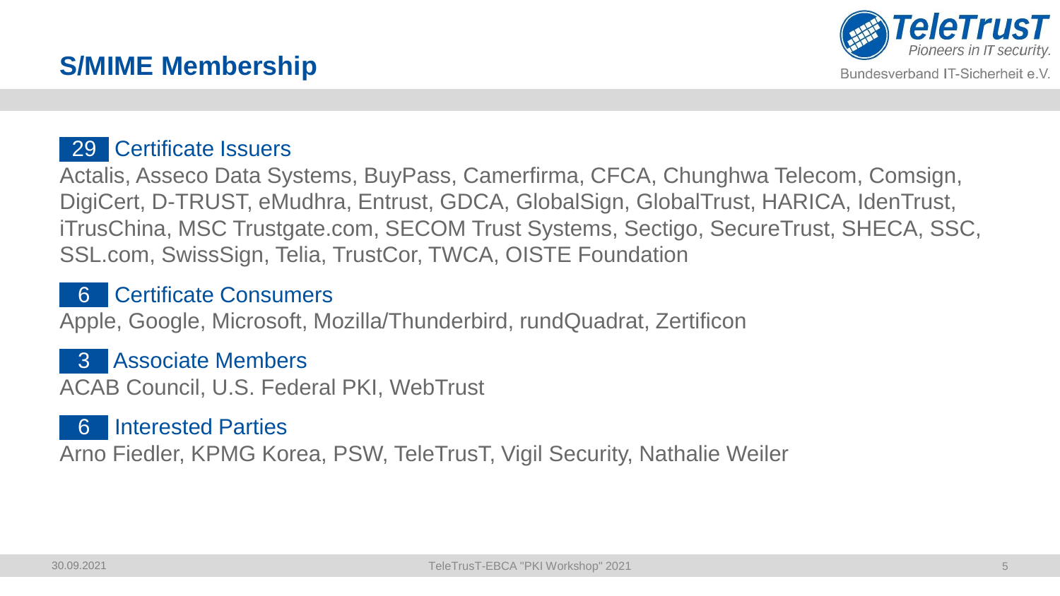# S/MIME Membership

## 29 Certificate Issuers

Actalis, Asseco Data Systems, BuyPass, Camerfirma, CFCA, Chunghwa Telecom, Comsign, DigiCert, D-TRUST, eMudhra, Entrust, GDCA, GlobalSign, GlobalTrust, HARICA, IdenTrust, iTrusChina, MSC Trustgate.com, SECOM Trust Systems, Sectigo, SecureTrust, SHECA, SSC, SSL.com, SwissSign, Telia, TrustCor, TWCA, OISTE Foundation

## 6 Certificate Consumers

Apple, Google, Microsoft, Mozilla/Thunderbird, rundQuadrat, Zertificon

## 3 Associate Members

ACAB Council, U.S. Federal PKI, WebTrust

## 6 Interested Parties

Arno Fiedler, KPMG Korea, PSW, TeleTrusT, Vigil Security, Nathalie Weiler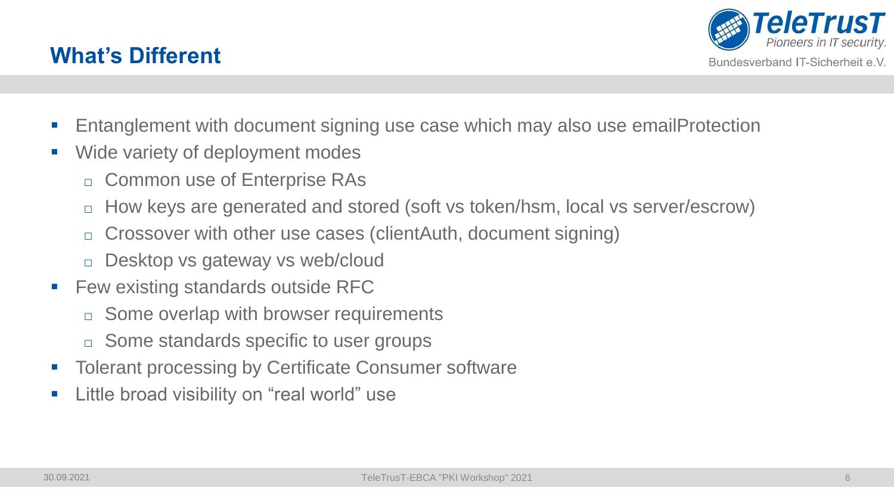## What's Different

- Entanglement with document signing use case which may also use emailProtection
- Wide variety of deployment modes
  - Common use of Enterprise RAs
  - How keys are generated and stored (soft vs token/hsm, local vs server/escrow)
  - Crossover with other use cases (clientAuth, document signing)
  - Desktop vs gateway vs web/cloud
- Few existing standards outside RFC
  - Some overlap with browser requirements
  - Some standards specific to user groups
- Tolerant processing by Certificate Consumer software
- Little broad visibility on "real world" use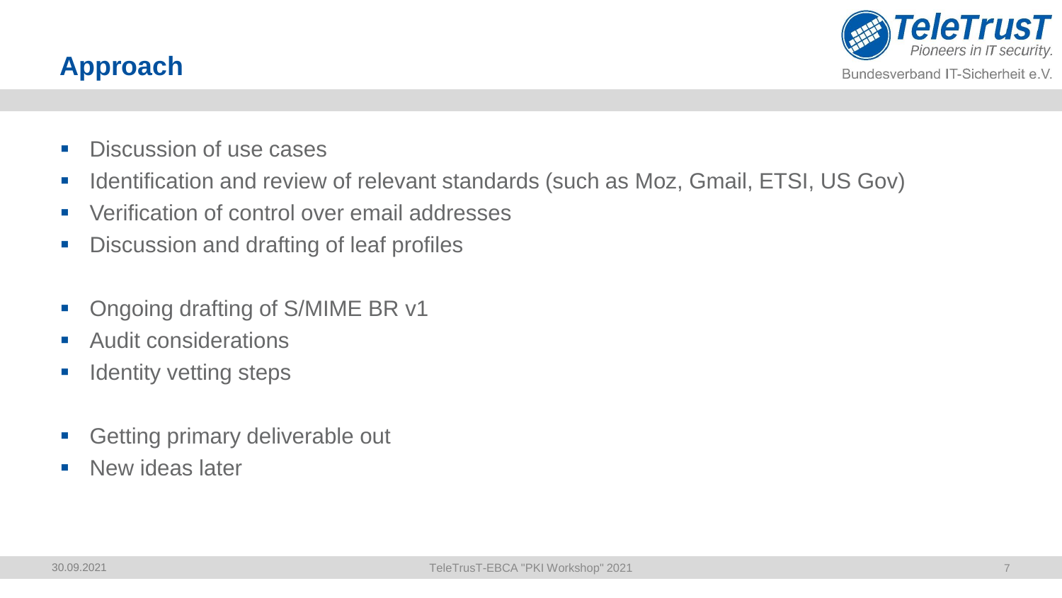## Approach

- Discussion of use cases
- Identification and review of relevant standards (such as Moz, Gmail, ETSI, US Gov)
- Verification of control over email addresses
- Discussion and drafting of leaf profiles

- Ongoing drafting of S/MIME BR v1
- Audit considerations
- Identity vetting steps

- Getting primary deliverable out
- New ideas later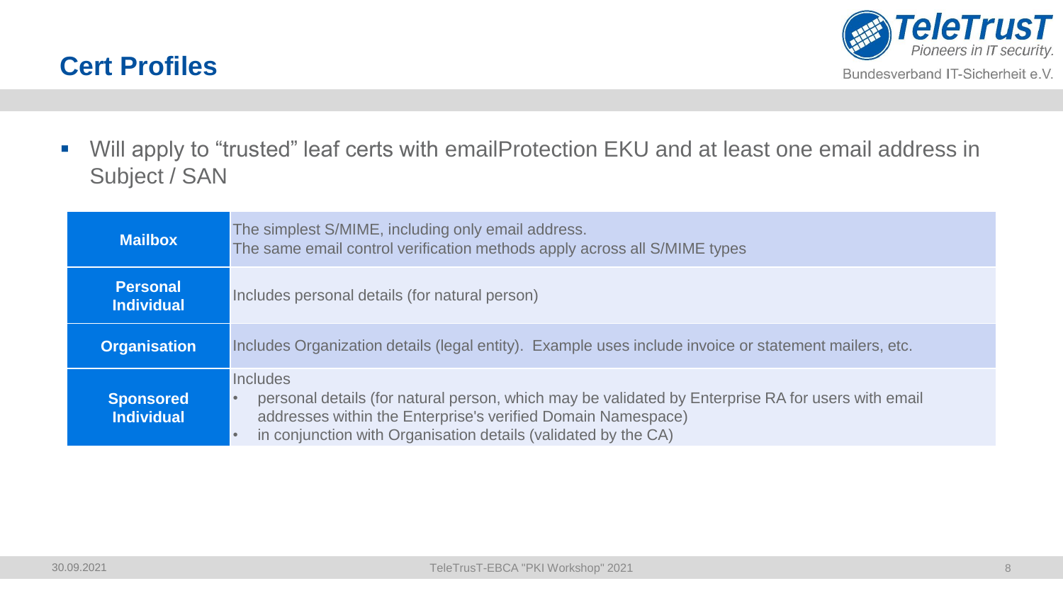# Cert Profiles

- Will apply to “trusted” leaf certs with emailProtection EKU and at least one email address in Subject / SAN

| | |
|---|---|
| **Mailbox** | The simplest S/MIME, including only email address.<br>The same email control verification methods apply across all S/MIME types |
| **Personal Individual** | Includes personal details (for natural person) |
| **Organisation** | Includes Organization details (legal entity). Example uses include invoice or statement mailers, etc. |
| **Sponsored Individual** | Includes<br>• personal details (for natural person, which may be validated by Enterprise RA for users with email addresses within the Enterprise's verified Domain Namespace)<br>• in conjunction with Organisation details (validated by the CA) |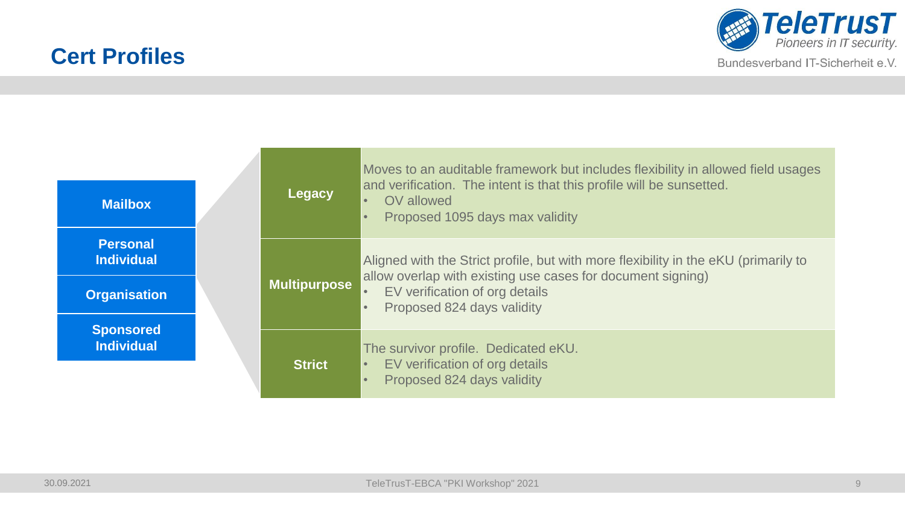# Cert Profiles

- Mailbox
- Personal Individual
- Organisation
- Sponsored Individual

| Profile | Description |
|---|---|
| **Legacy** | Moves to an auditable framework but includes flexibility in allowed field usages and verification. The intent is that this profile will be sunsetted.<br>• OV allowed<br>• Proposed 1095 days max validity |
| **Multipurpose** | Aligned with the Strict profile, but with more flexibility in the eKU (primarily to allow overlap with existing use cases for document signing)<br>• EV verification of org details<br>• Proposed 824 days validity |
| **Strict** | The survivor profile. Dedicated eKU.<br>• EV verification of org details<br>• Proposed 824 days validity |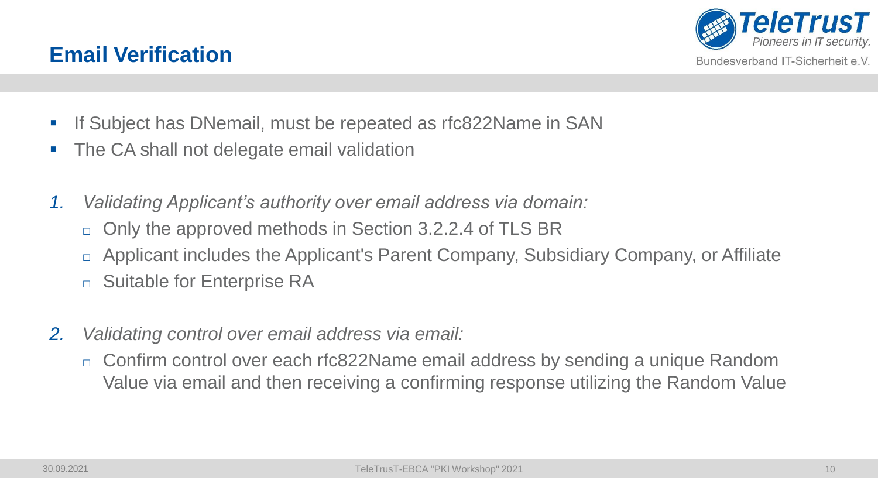# Email Verification

- If Subject has DNemail, must be repeated as rfc822Name in SAN
- The CA shall not delegate email validation

1. *Validating Applicant's authority over email address via domain:*
   - Only the approved methods in Section 3.2.2.4 of TLS BR
   - Applicant includes the Applicant's Parent Company, Subsidiary Company, or Affiliate
   - Suitable for Enterprise RA

2. *Validating control over email address via email:*
   - Confirm control over each rfc822Name email address by sending a unique Random Value via email and then receiving a confirming response utilizing the Random Value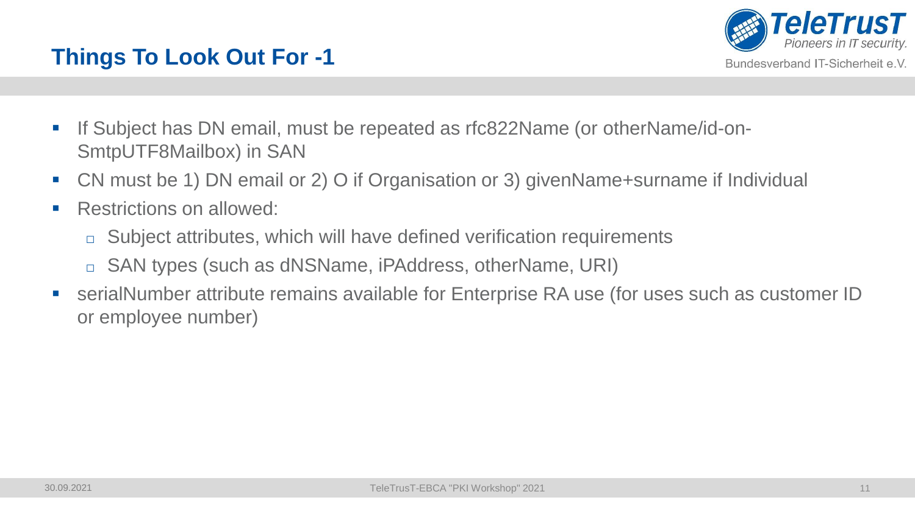# Things To Look Out For -1

- If Subject has DN email, must be repeated as rfc822Name (or otherName/id-on-SmtpUTF8Mailbox) in SAN
- CN must be 1) DN email or 2) O if Organisation or 3) givenName+surname if Individual
- Restrictions on allowed:
  - Subject attributes, which will have defined verification requirements
  - SAN types (such as dNSName, iPAddress, otherName, URI)
- serialNumber attribute remains available for Enterprise RA use (for uses such as customer ID or employee number)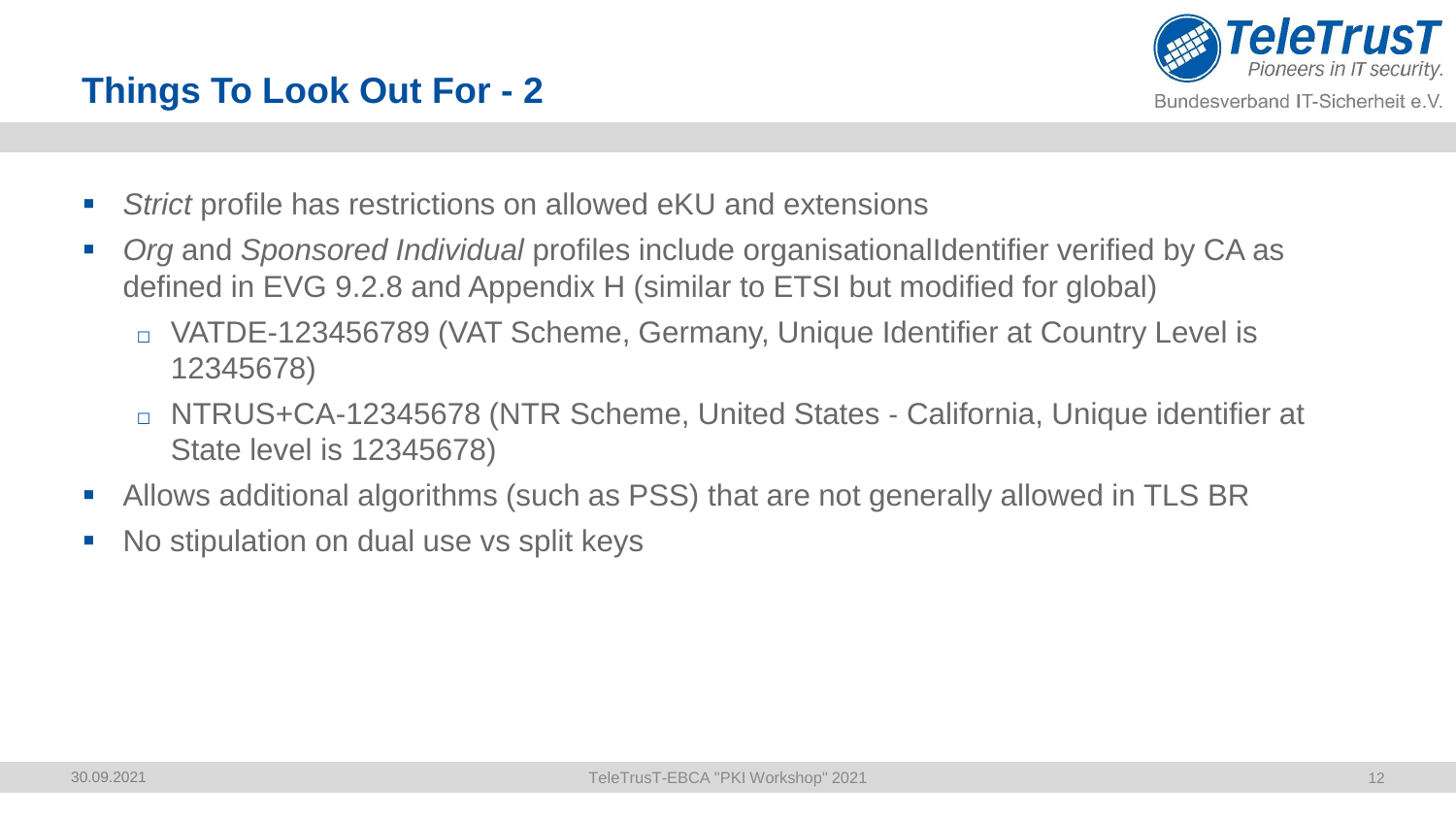## Things To Look Out For - 2

- *Strict* profile has restrictions on allowed eKU and extensions
- *Org* and *Sponsored Individual* profiles include organisationalIdentifier verified by CA as defined in EVG 9.2.8 and Appendix H (similar to ETSI but modified for global)
  - VATDE-123456789 (VAT Scheme, Germany, Unique Identifier at Country Level is 12345678)
  - NTRUS+CA-12345678 (NTR Scheme, United States - California, Unique identifier at State level is 12345678)
- Allows additional algorithms (such as PSS) that are not generally allowed in TLS BR
- No stipulation on dual use vs split keys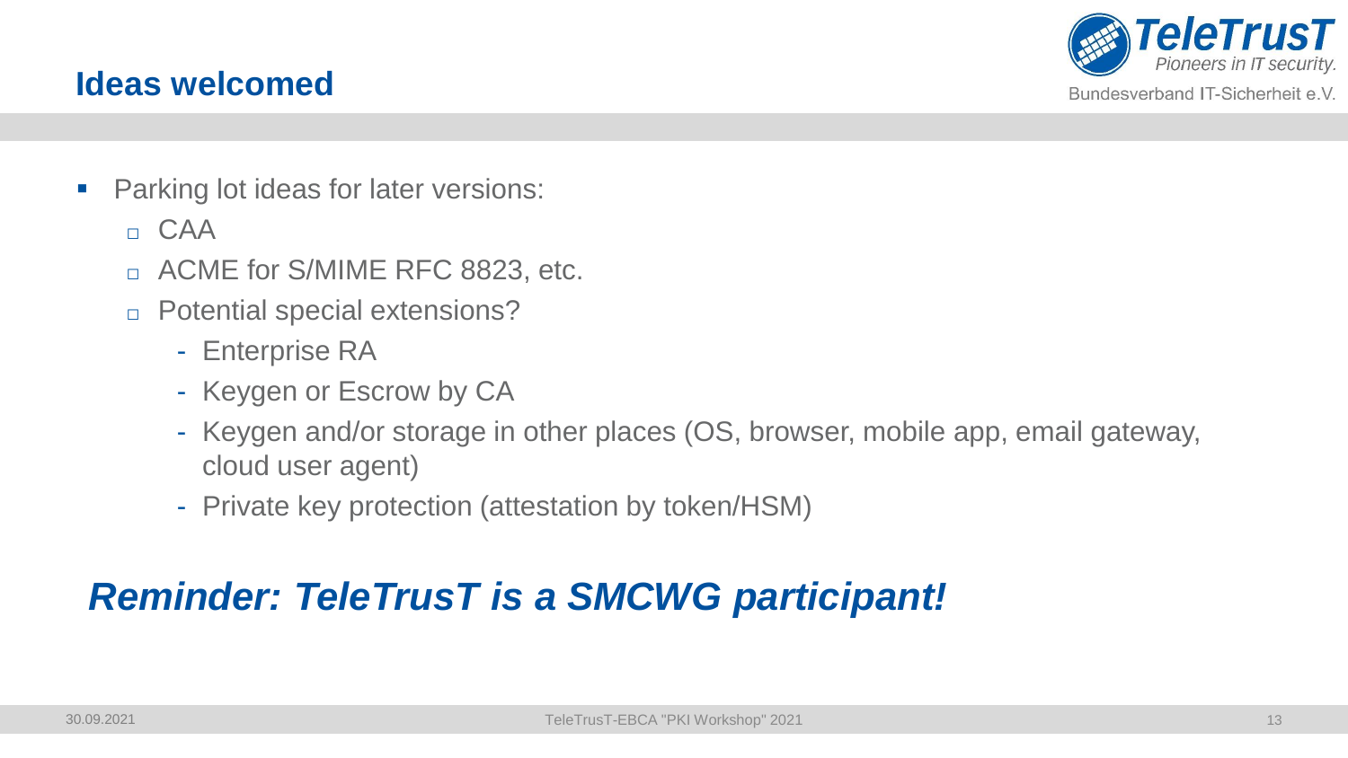# Ideas welcomed

- Parking lot ideas for later versions:
  - CAA
  - ACME for S/MIME RFC 8823, etc.
  - Potential special extensions?
    - Enterprise RA
    - Keygen or Escrow by CA
    - Keygen and/or storage in other places (OS, browser, mobile app, email gateway, cloud user agent)
    - Private key protection (attestation by token/HSM)

***Reminder: TeleTrusT is a SMCWG participant!***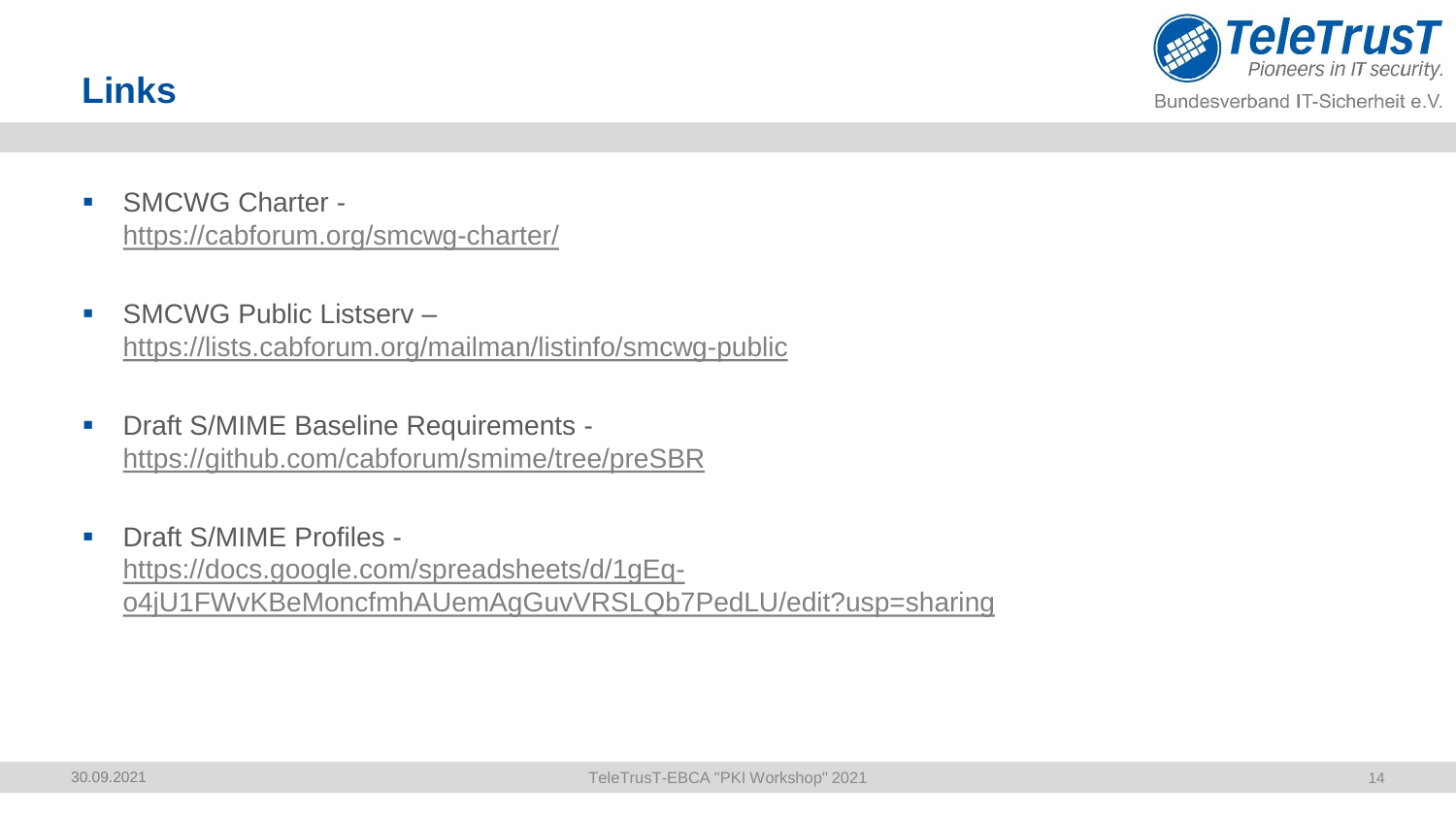# Links

- SMCWG Charter - https://cabforum.org/smcwg-charter/
- SMCWG Public Listserv – https://lists.cabforum.org/mailman/listinfo/smcwg-public
- Draft S/MIME Baseline Requirements - https://github.com/cabforum/smime/tree/preSBR
- Draft S/MIME Profiles - https://docs.google.com/spreadsheets/d/1gEq-o4jU1FWvKBeMoncfmhAUemAgGuvVRSLQb7PedLU/edit?usp=sharing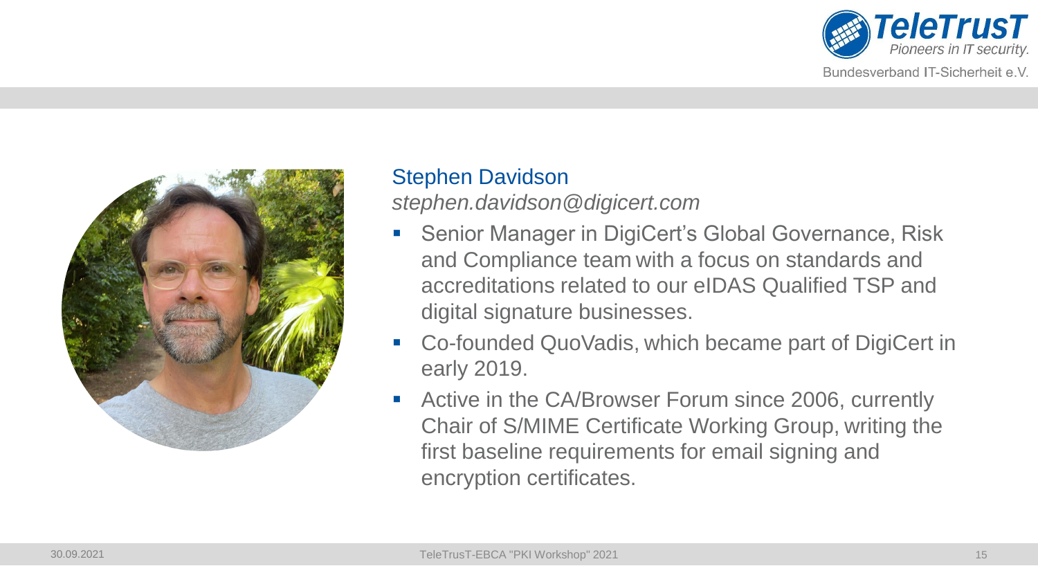## Stephen Davidson

*stephen.davidson@digicert.com*

- Senior Manager in DigiCert's Global Governance, Risk and Compliance team with a focus on standards and accreditations related to our eIDAS Qualified TSP and digital signature businesses.
- Co-founded QuoVadis, which became part of DigiCert in early 2019.
- Active in the CA/Browser Forum since 2006, currently Chair of S/MIME Certificate Working Group, writing the first baseline requirements for email signing and encryption certificates.